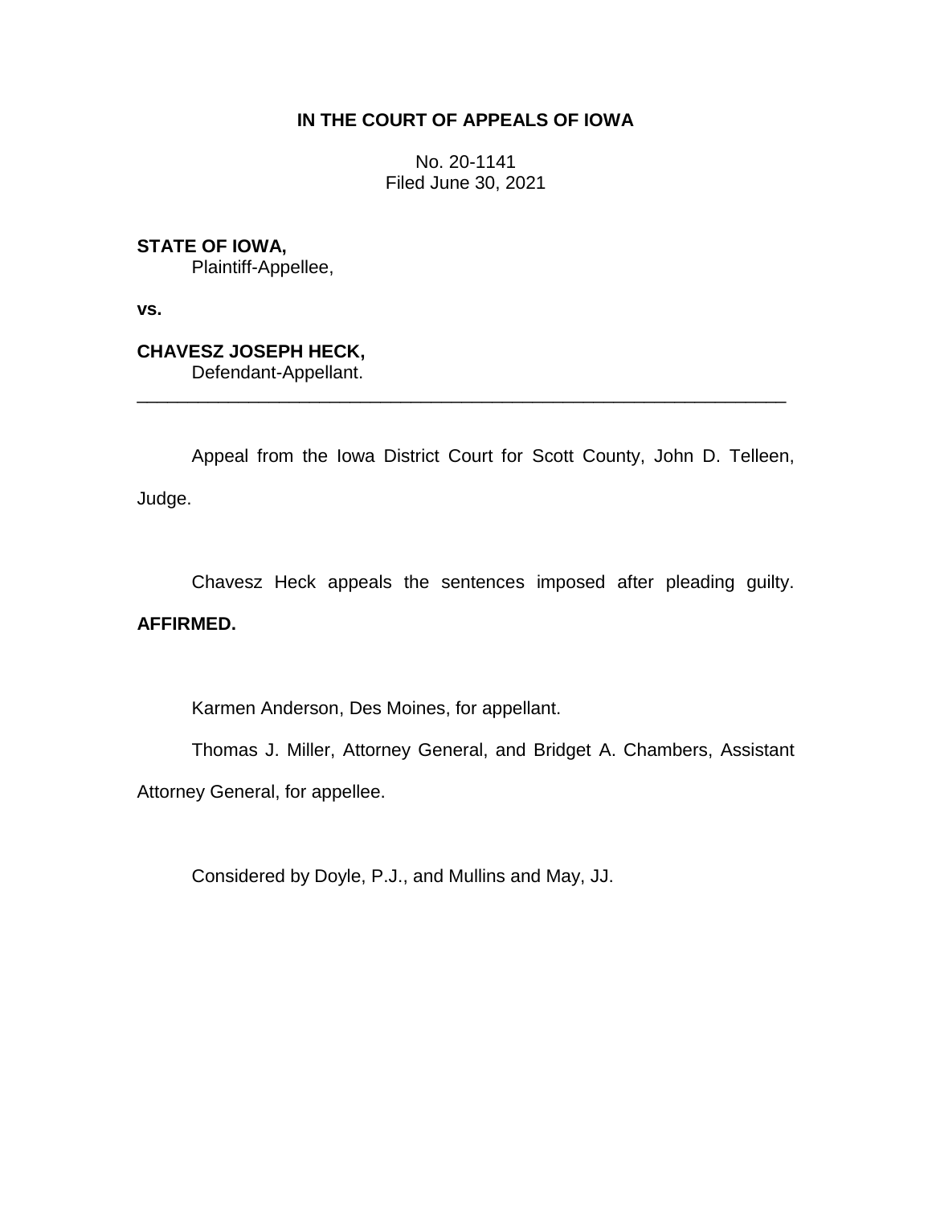**IN THE COURT OF APPEALS OF IOWA**

No. 20-1141
Filed June 30, 2021

**STATE OF IOWA,**
Plaintiff-Appellee,

**vs.**

**CHAVESZ JOSEPH HECK,**
Defendant-Appellant.

---

Appeal from the Iowa District Court for Scott County, John D. Telleen, Judge.

Chavesz Heck appeals the sentences imposed after pleading guilty. **AFFIRMED.**

Karmen Anderson, Des Moines, for appellant.

Thomas J. Miller, Attorney General, and Bridget A. Chambers, Assistant Attorney General, for appellee.

Considered by Doyle, P.J., and Mullins and May, JJ.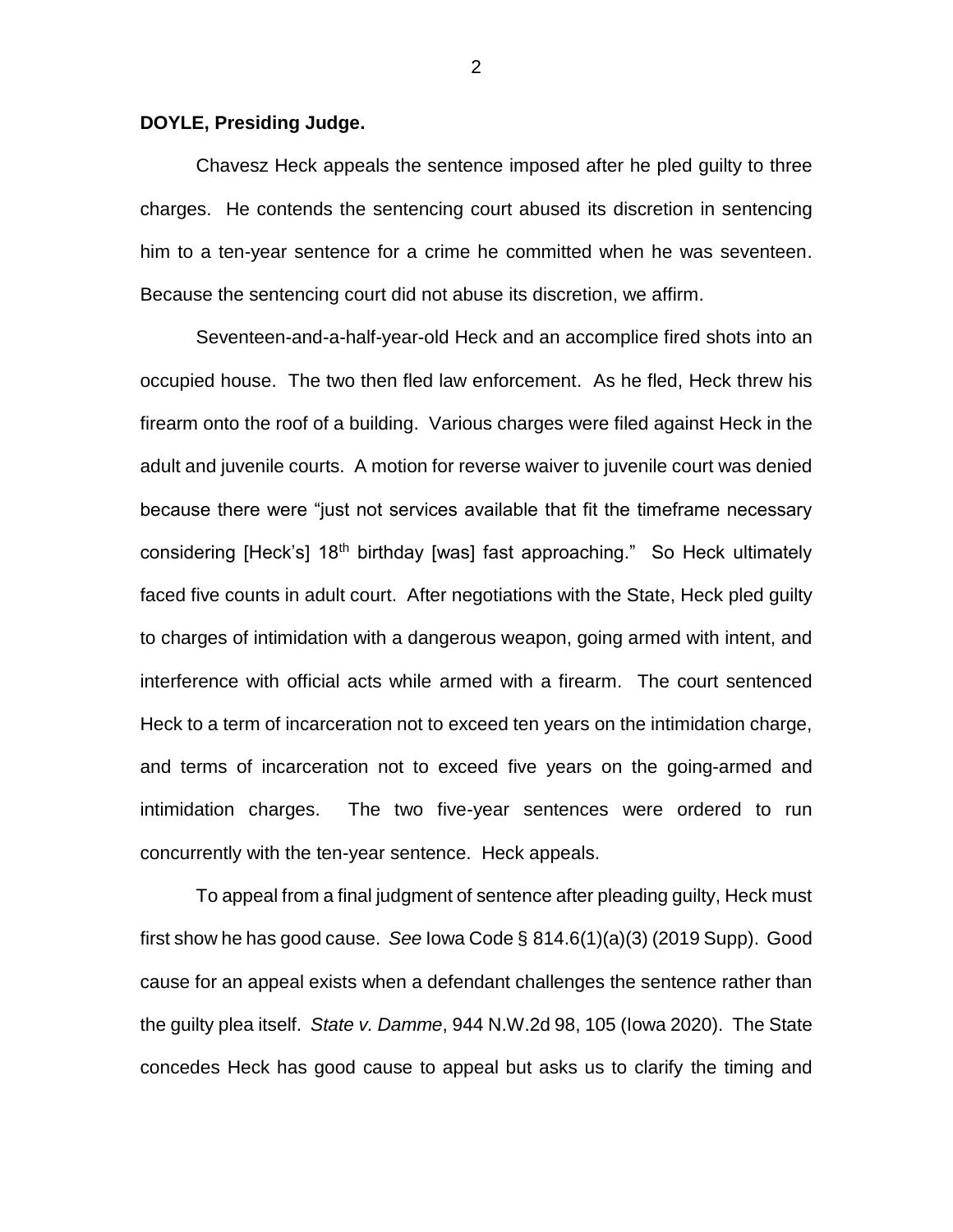**DOYLE, Presiding Judge.**

Chavesz Heck appeals the sentence imposed after he pled guilty to three charges. He contends the sentencing court abused its discretion in sentencing him to a ten-year sentence for a crime he committed when he was seventeen. Because the sentencing court did not abuse its discretion, we affirm.

Seventeen-and-a-half-year-old Heck and an accomplice fired shots into an occupied house. The two then fled law enforcement. As he fled, Heck threw his firearm onto the roof of a building. Various charges were filed against Heck in the adult and juvenile courts. A motion for reverse waiver to juvenile court was denied because there were "just not services available that fit the timeframe necessary considering [Heck's] 18th birthday [was] fast approaching." So Heck ultimately faced five counts in adult court. After negotiations with the State, Heck pled guilty to charges of intimidation with a dangerous weapon, going armed with intent, and interference with official acts while armed with a firearm. The court sentenced Heck to a term of incarceration not to exceed ten years on the intimidation charge, and terms of incarceration not to exceed five years on the going-armed and intimidation charges. The two five-year sentences were ordered to run concurrently with the ten-year sentence. Heck appeals.

To appeal from a final judgment of sentence after pleading guilty, Heck must first show he has good cause. *See* Iowa Code § 814.6(1)(a)(3) (2019 Supp). Good cause for an appeal exists when a defendant challenges the sentence rather than the guilty plea itself. *State v. Damme*, 944 N.W.2d 98, 105 (Iowa 2020). The State concedes Heck has good cause to appeal but asks us to clarify the timing and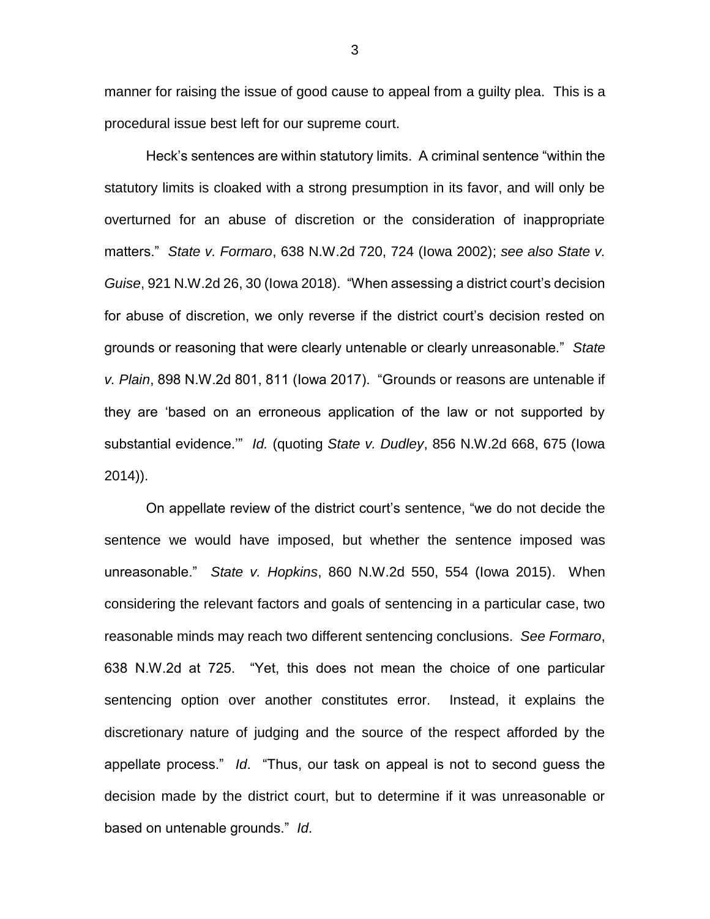manner for raising the issue of good cause to appeal from a guilty plea. This is a procedural issue best left for our supreme court.

Heck's sentences are within statutory limits. A criminal sentence "within the statutory limits is cloaked with a strong presumption in its favor, and will only be overturned for an abuse of discretion or the consideration of inappropriate matters." *State v. Formaro*, 638 N.W.2d 720, 724 (Iowa 2002); *see also State v. Guise*, 921 N.W.2d 26, 30 (Iowa 2018). "When assessing a district court's decision for abuse of discretion, we only reverse if the district court's decision rested on grounds or reasoning that were clearly untenable or clearly unreasonable." *State v. Plain*, 898 N.W.2d 801, 811 (Iowa 2017). "Grounds or reasons are untenable if they are 'based on an erroneous application of the law or not supported by substantial evidence.'" *Id.* (quoting *State v. Dudley*, 856 N.W.2d 668, 675 (Iowa 2014)).

On appellate review of the district court's sentence, "we do not decide the sentence we would have imposed, but whether the sentence imposed was unreasonable." *State v. Hopkins*, 860 N.W.2d 550, 554 (Iowa 2015). When considering the relevant factors and goals of sentencing in a particular case, two reasonable minds may reach two different sentencing conclusions. *See Formaro*, 638 N.W.2d at 725. "Yet, this does not mean the choice of one particular sentencing option over another constitutes error. Instead, it explains the discretionary nature of judging and the source of the respect afforded by the appellate process." *Id*. "Thus, our task on appeal is not to second guess the decision made by the district court, but to determine if it was unreasonable or based on untenable grounds." *Id*.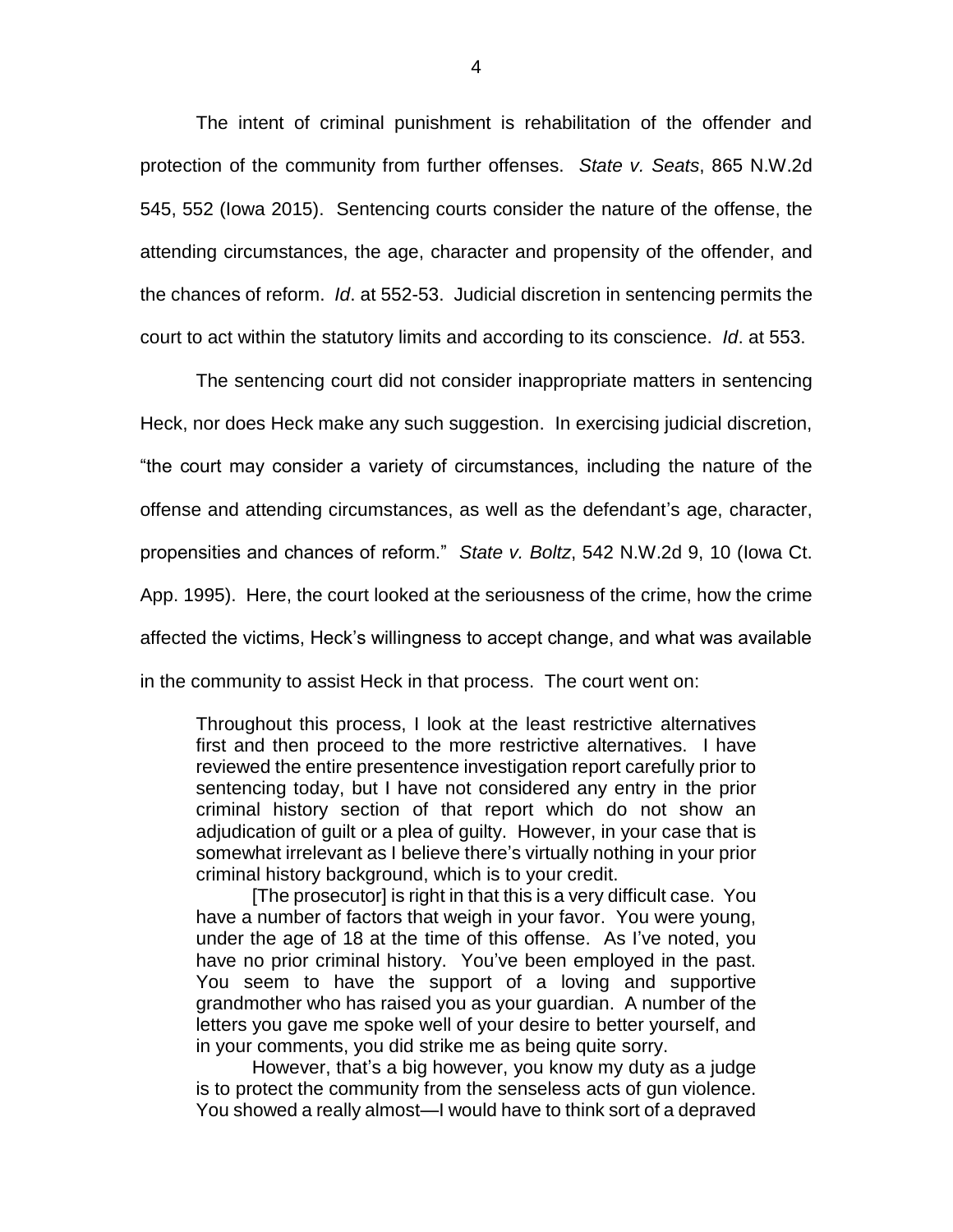The intent of criminal punishment is rehabilitation of the offender and protection of the community from further offenses. *State v. Seats*, 865 N.W.2d 545, 552 (Iowa 2015). Sentencing courts consider the nature of the offense, the attending circumstances, the age, character and propensity of the offender, and the chances of reform. *Id*. at 552-53. Judicial discretion in sentencing permits the court to act within the statutory limits and according to its conscience. *Id*. at 553.

The sentencing court did not consider inappropriate matters in sentencing Heck, nor does Heck make any such suggestion. In exercising judicial discretion, "the court may consider a variety of circumstances, including the nature of the offense and attending circumstances, as well as the defendant's age, character, propensities and chances of reform." *State v. Boltz*, 542 N.W.2d 9, 10 (Iowa Ct. App. 1995). Here, the court looked at the seriousness of the crime, how the crime affected the victims, Heck's willingness to accept change, and what was available in the community to assist Heck in that process. The court went on:

> Throughout this process, I look at the least restrictive alternatives first and then proceed to the more restrictive alternatives. I have reviewed the entire presentence investigation report carefully prior to sentencing today, but I have not considered any entry in the prior criminal history section of that report which do not show an adjudication of guilt or a plea of guilty. However, in your case that is somewhat irrelevant as I believe there's virtually nothing in your prior criminal history background, which is to your credit.
>
> [The prosecutor] is right in that this is a very difficult case. You have a number of factors that weigh in your favor. You were young, under the age of 18 at the time of this offense. As I've noted, you have no prior criminal history. You've been employed in the past. You seem to have the support of a loving and supportive grandmother who has raised you as your guardian. A number of the letters you gave me spoke well of your desire to better yourself, and in your comments, you did strike me as being quite sorry.
>
> However, that's a big however, you know my duty as a judge is to protect the community from the senseless acts of gun violence. You showed a really almost—I would have to think sort of a depraved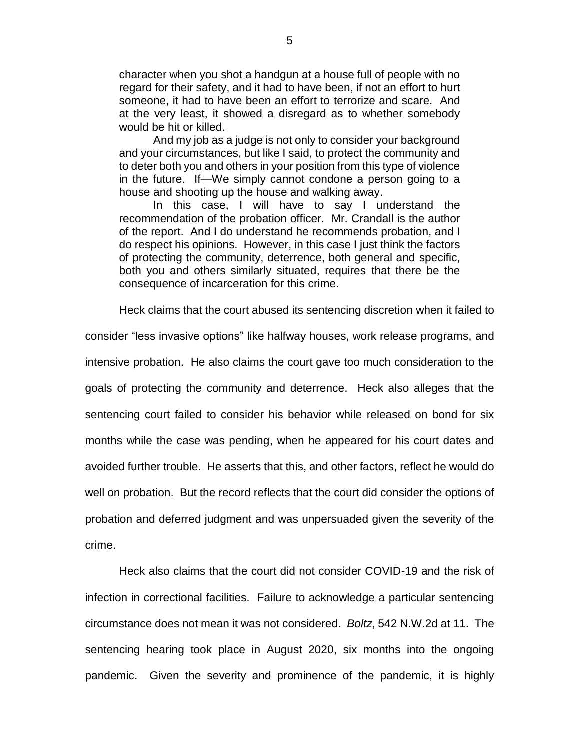> character when you shot a handgun at a house full of people with no regard for their safety, and it had to have been, if not an effort to hurt someone, it had to have been an effort to terrorize and scare. And at the very least, it showed a disregard as to whether somebody would be hit or killed.
>
> And my job as a judge is not only to consider your background and your circumstances, but like I said, to protect the community and to deter both you and others in your position from this type of violence in the future. If—We simply cannot condone a person going to a house and shooting up the house and walking away.
>
> In this case, I will have to say I understand the recommendation of the probation officer. Mr. Crandall is the author of the report. And I do understand he recommends probation, and I do respect his opinions. However, in this case I just think the factors of protecting the community, deterrence, both general and specific, both you and others similarly situated, requires that there be the consequence of incarceration for this crime.

Heck claims that the court abused its sentencing discretion when it failed to consider "less invasive options" like halfway houses, work release programs, and intensive probation. He also claims the court gave too much consideration to the goals of protecting the community and deterrence. Heck also alleges that the sentencing court failed to consider his behavior while released on bond for six months while the case was pending, when he appeared for his court dates and avoided further trouble. He asserts that this, and other factors, reflect he would do well on probation. But the record reflects that the court did consider the options of probation and deferred judgment and was unpersuaded given the severity of the crime.

Heck also claims that the court did not consider COVID-19 and the risk of infection in correctional facilities. Failure to acknowledge a particular sentencing circumstance does not mean it was not considered. *Boltz*, 542 N.W.2d at 11. The sentencing hearing took place in August 2020, six months into the ongoing pandemic. Given the severity and prominence of the pandemic, it is highly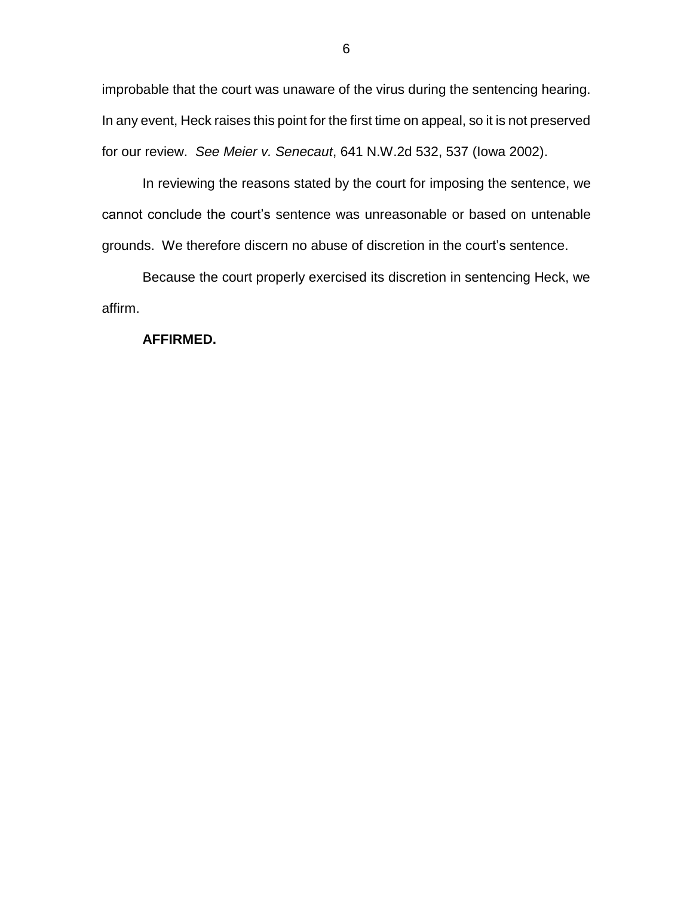improbable that the court was unaware of the virus during the sentencing hearing. In any event, Heck raises this point for the first time on appeal, so it is not preserved for our review. *See Meier v. Senecaut*, 641 N.W.2d 532, 537 (Iowa 2002).

In reviewing the reasons stated by the court for imposing the sentence, we cannot conclude the court's sentence was unreasonable or based on untenable grounds. We therefore discern no abuse of discretion in the court's sentence.

Because the court properly exercised its discretion in sentencing Heck, we affirm.

**AFFIRMED.**